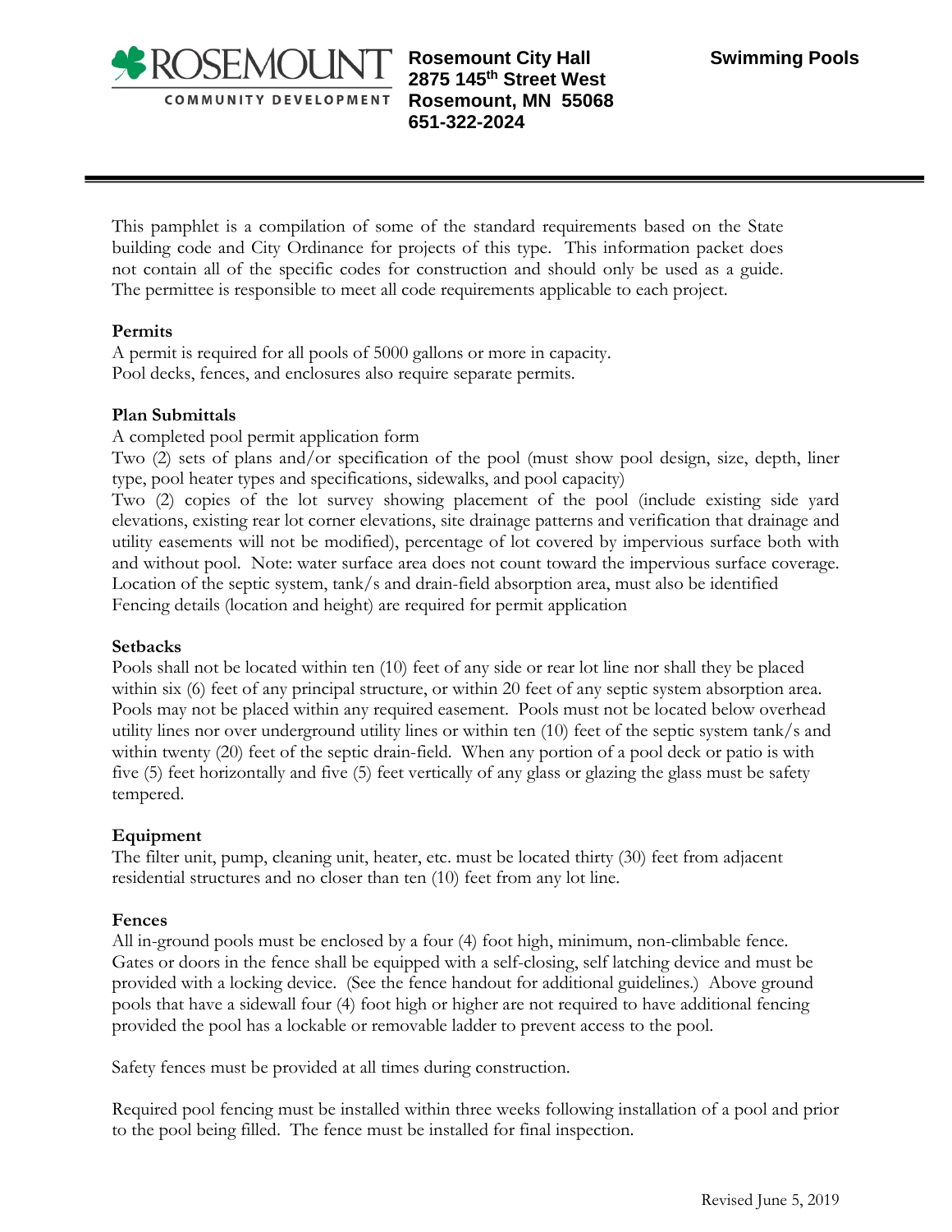**ROSEMOUNT**
**COMMUNITY DEVELOPMENT**

**Rosemount City Hall**
**2875 145th Street West**
**Rosemount, MN 55068**
**651-322-2024**

# Swimming Pools

This pamphlet is a compilation of some of the standard requirements based on the State building code and City Ordinance for projects of this type. This information packet does not contain all of the specific codes for construction and should only be used as a guide. The permittee is responsible to meet all code requirements applicable to each project.

**Permits**

A permit is required for all pools of 5000 gallons or more in capacity.
Pool decks, fences, and enclosures also require separate permits.

**Plan Submittals**

A completed pool permit application form
Two (2) sets of plans and/or specification of the pool (must show pool design, size, depth, liner type, pool heater types and specifications, sidewalks, and pool capacity)
Two (2) copies of the lot survey showing placement of the pool (include existing side yard elevations, existing rear lot corner elevations, site drainage patterns and verification that drainage and utility easements will not be modified), percentage of lot covered by impervious surface both with and without pool. Note: water surface area does not count toward the impervious surface coverage.
Location of the septic system, tank/s and drain-field absorption area, must also be identified
Fencing details (location and height) are required for permit application

**Setbacks**

Pools shall not be located within ten (10) feet of any side or rear lot line nor shall they be placed within six (6) feet of any principal structure, or within 20 feet of any septic system absorption area. Pools may not be placed within any required easement. Pools must not be located below overhead utility lines nor over underground utility lines or within ten (10) feet of the septic system tank/s and within twenty (20) feet of the septic drain-field. When any portion of a pool deck or patio is with five (5) feet horizontally and five (5) feet vertically of any glass or glazing the glass must be safety tempered.

**Equipment**

The filter unit, pump, cleaning unit, heater, etc. must be located thirty (30) feet from adjacent residential structures and no closer than ten (10) feet from any lot line.

**Fences**

All in-ground pools must be enclosed by a four (4) foot high, minimum, non-climbable fence. Gates or doors in the fence shall be equipped with a self-closing, self latching device and must be provided with a locking device. (See the fence handout for additional guidelines.) Above ground pools that have a sidewall four (4) foot high or higher are not required to have additional fencing provided the pool has a lockable or removable ladder to prevent access to the pool.

Safety fences must be provided at all times during construction.

Required pool fencing must be installed within three weeks following installation of a pool and prior to the pool being filled. The fence must be installed for final inspection.

Revised June 5, 2019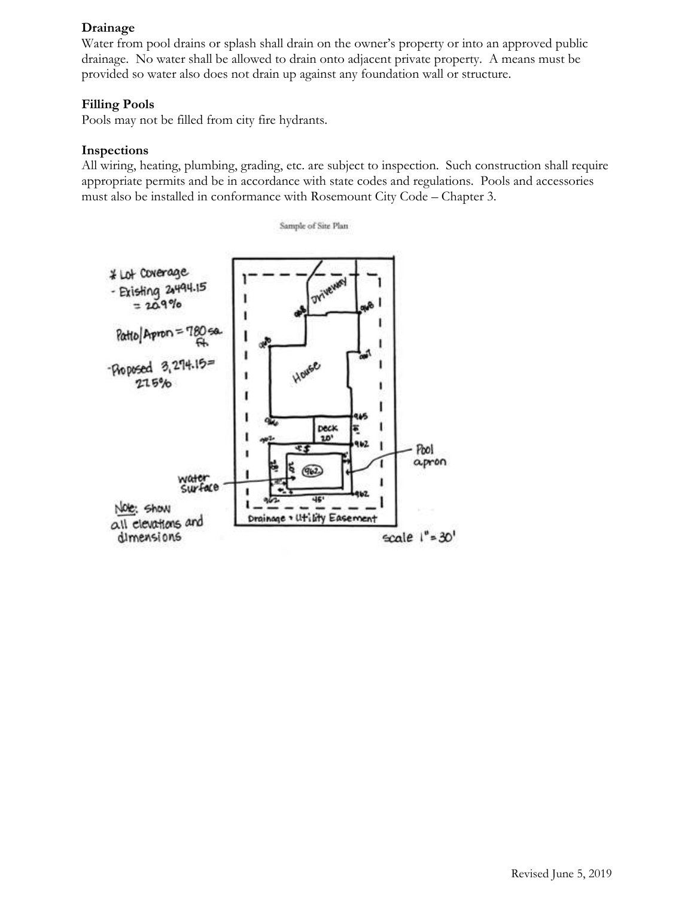**Drainage**

Water from pool drains or splash shall drain on the owner's property or into an approved public drainage. No water shall be allowed to drain onto adjacent private property. A means must be provided so water also does not drain up against any foundation wall or structure.

**Filling Pools**

Pools may not be filled from city fire hydrants.

**Inspections**

All wiring, heating, plumbing, grading, etc. are subject to inspection. Such construction shall require appropriate permits and be in accordance with state codes and regulations. Pools and accessories must also be installed in conformance with Rosemount City Code – Chapter 3.

Sample of Site Plan

* Lot Coverage
- Existing 2,494.15 = 20.9%

Patio/Apron = 780 sq. ft.

-Proposed 3,274.15 = 27.5%

Driveway

House

Deck 20'

Pool apron

water surface

962

45'

Drainage + Utility Easement

Note: show all elevations and dimensions

scale 1" = 30'